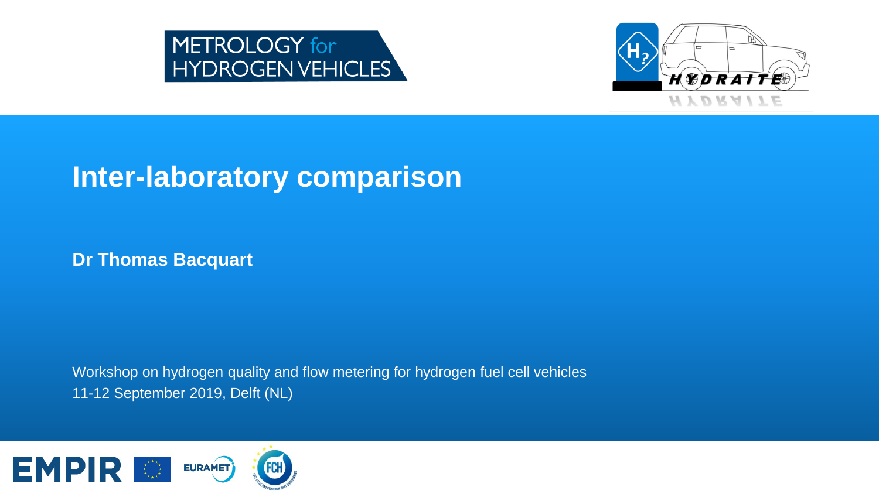METROLOGY for HYDROGEN VEHICLES

HYDRAITE

# Inter-laboratory comparison

**Dr Thomas Bacquart**

Workshop on hydrogen quality and flow metering for hydrogen fuel cell vehicles
11-12 September 2019, Delft (NL)

EMPIR EURAMET FCH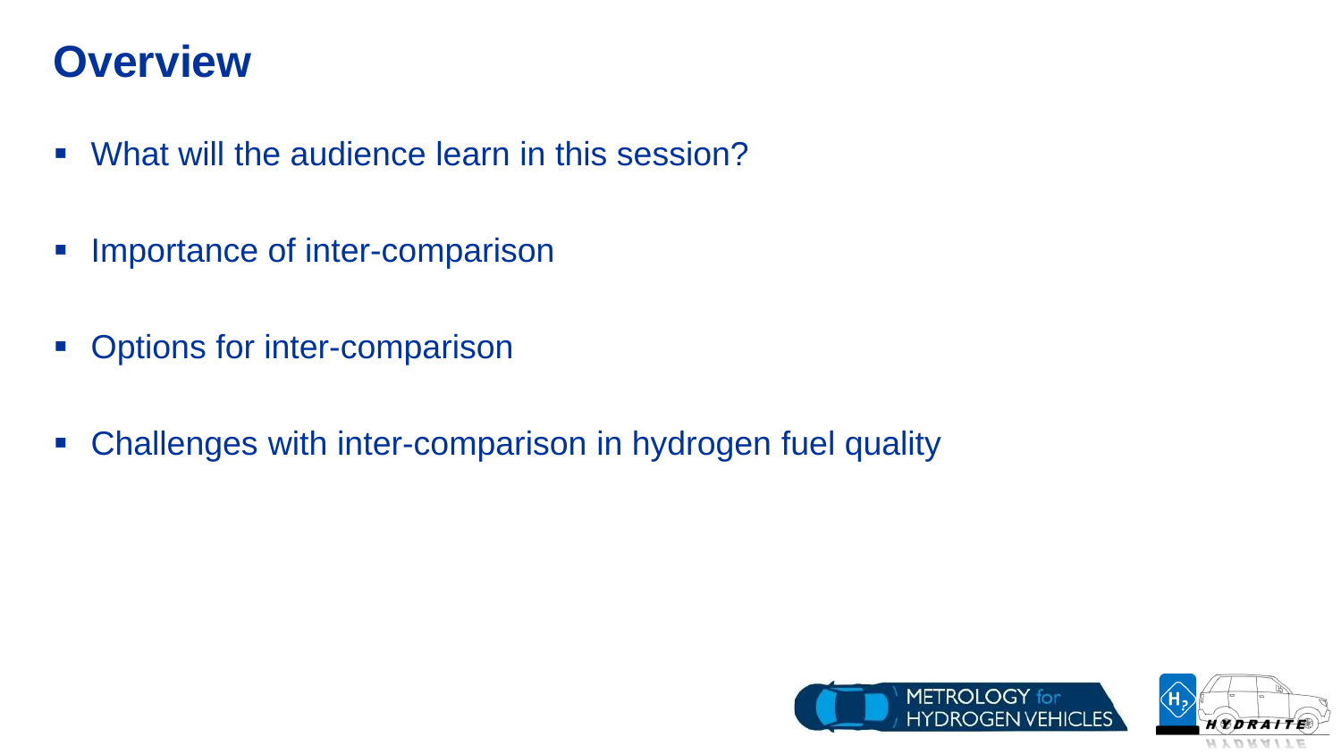# Overview

- What will the audience learn in this session?
- Importance of inter-comparison
- Options for inter-comparison
- Challenges with inter-comparison in hydrogen fuel quality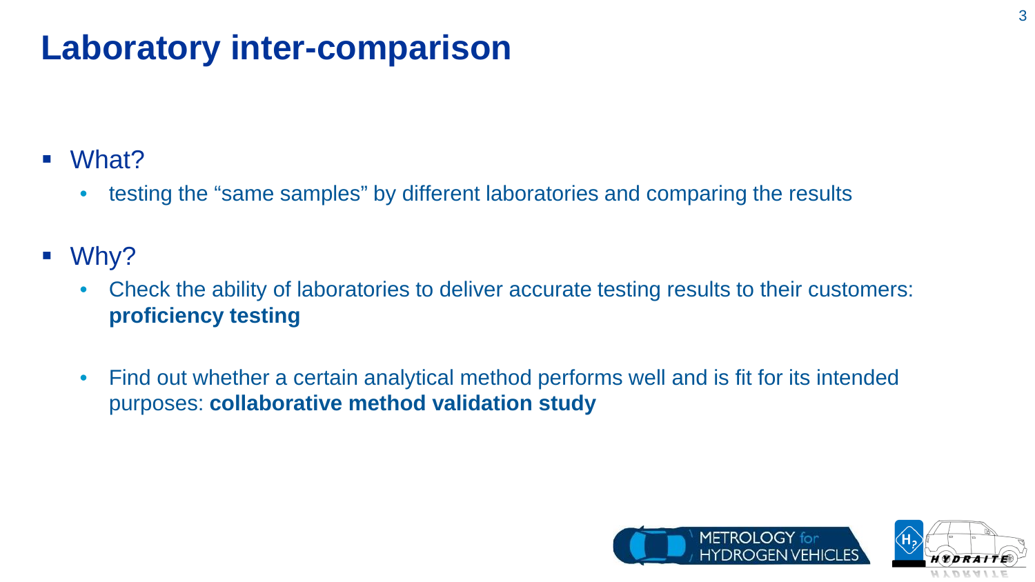# Laboratory inter-comparison

- What?
  - testing the “same samples” by different laboratories and comparing the results
- Why?
  - Check the ability of laboratories to deliver accurate testing results to their customers: **proficiency testing**
  - Find out whether a certain analytical method performs well and is fit for its intended purposes: **collaborative method validation study**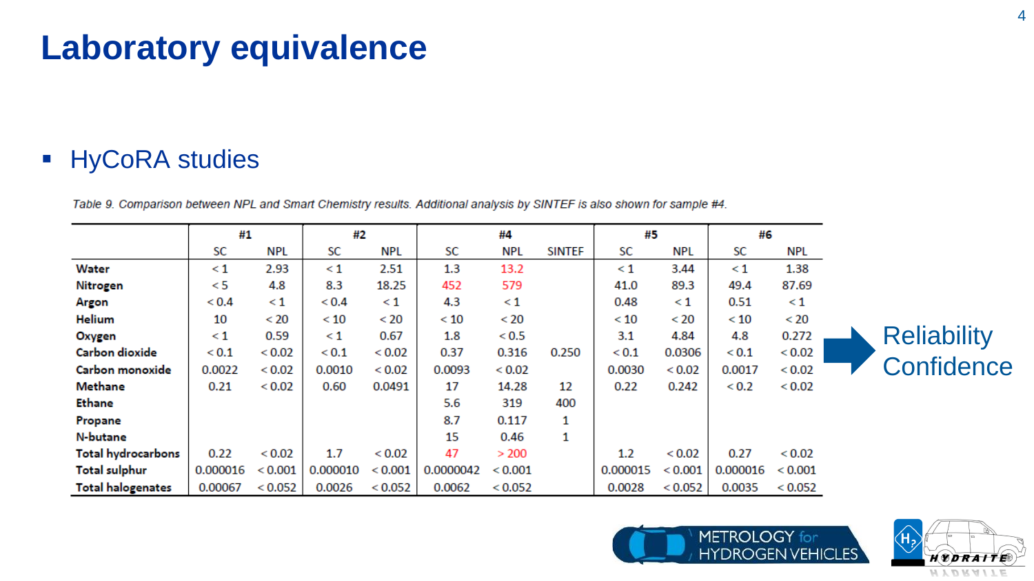# Laboratory equivalence

- HyCoRA studies

*Table 9. Comparison between NPL and Smart Chemistry results. Additional analysis by SINTEF is also shown for sample #4.*

| | #1 | | #2 | | #4 | | | #5 | | #6 | |
|---|---|---|---|---|---|---|---|---|---|---|---|
| | SC | NPL | SC | NPL | SC | NPL | SINTEF | SC | NPL | SC | NPL |
| **Water** | < 1 | 2.93 | < 1 | 2.51 | 1.3 | 13.2 | | < 1 | 3.44 | < 1 | 1.38 |
| **Nitrogen** | < 5 | 4.8 | 8.3 | 18.25 | 452 | 579 | | 41.0 | 89.3 | 49.4 | 87.69 |
| **Argon** | < 0.4 | < 1 | < 0.4 | < 1 | 4.3 | < 1 | | 0.48 | < 1 | 0.51 | < 1 |
| **Helium** | 10 | < 20 | < 10 | < 20 | < 10 | < 20 | | < 10 | < 20 | < 10 | < 20 |
| **Oxygen** | < 1 | 0.59 | < 1 | 0.67 | 1.8 | < 0.5 | | 3.1 | 4.84 | 4.8 | 0.272 |
| **Carbon dioxide** | < 0.1 | < 0.02 | < 0.1 | < 0.02 | 0.37 | 0.316 | 0.250 | < 0.1 | 0.0306 | < 0.1 | < 0.02 |
| **Carbon monoxide** | 0.0022 | < 0.02 | 0.0010 | < 0.02 | 0.0093 | < 0.02 | | 0.0030 | < 0.02 | 0.0017 | < 0.02 |
| **Methane** | 0.21 | < 0.02 | 0.60 | 0.0491 | 17 | 14.28 | 12 | 0.22 | 0.242 | < 0.2 | < 0.02 |
| **Ethane** | | | | | 5.6 | 319 | 400 | | | | |
| **Propane** | | | | | 8.7 | 0.117 | 1 | | | | |
| **N-butane** | | | | | 15 | 0.46 | 1 | | | | |
| **Total hydrocarbons** | 0.22 | < 0.02 | 1.7 | < 0.02 | 47 | > 200 | | 1.2 | < 0.02 | 0.27 | < 0.02 |
| **Total sulphur** | 0.000016 | < 0.001 | 0.000010 | < 0.001 | 0.0000042 | < 0.001 | | 0.000015 | < 0.001 | 0.000016 | < 0.001 |
| **Total halogenates** | 0.00067 | < 0.052 | 0.0026 | < 0.052 | 0.0062 | < 0.052 | | 0.0028 | < 0.052 | 0.0035 | < 0.052 |

Reliability
Confidence

METROLOGY for HYDROGEN VEHICLES

HYDRAITE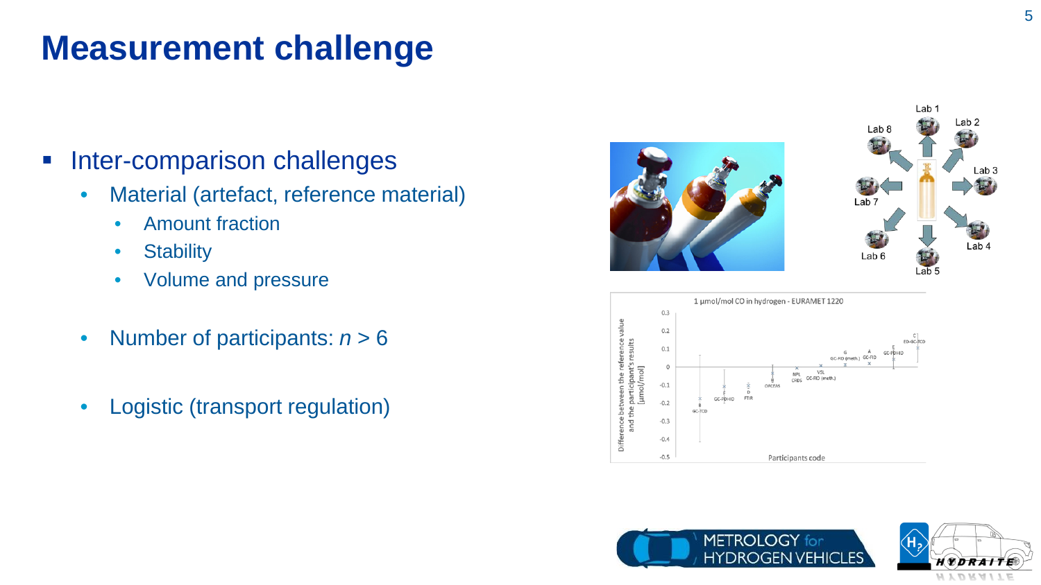# Measurement challenge

- Inter-comparison challenges
  - Material (artefact, reference material)
    - Amount fraction
    - Stability
    - Volume and pressure
  - Number of participants: $n > 6$
  - Logistic (transport regulation)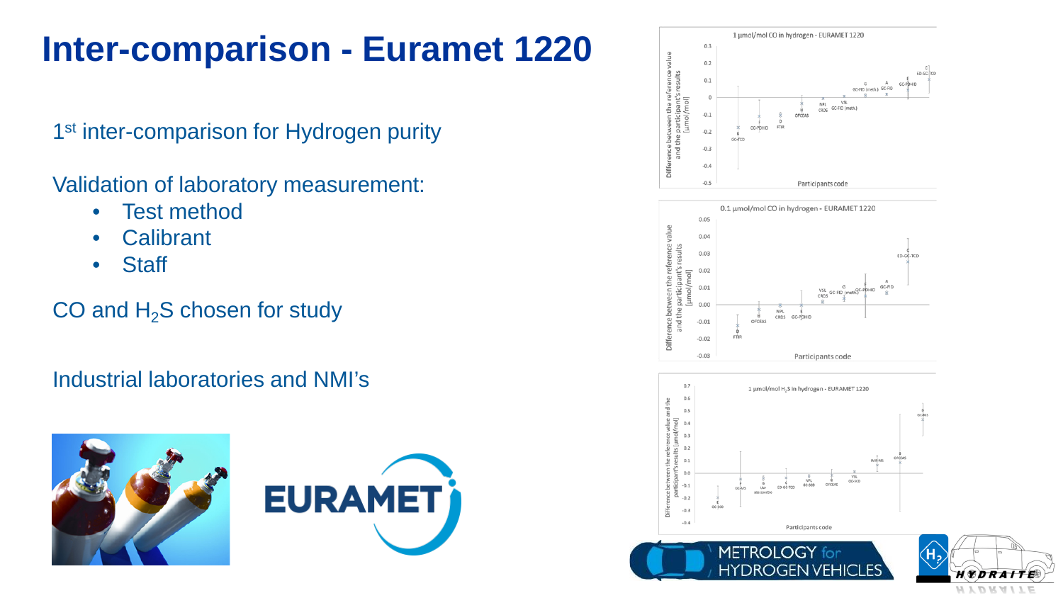# Inter-comparison - Euramet 1220

1st inter-comparison for Hydrogen purity

Validation of laboratory measurement:

- Test method
- Calibrant
- Staff

CO and $H_2S$ chosen for study

Industrial laboratories and NMI's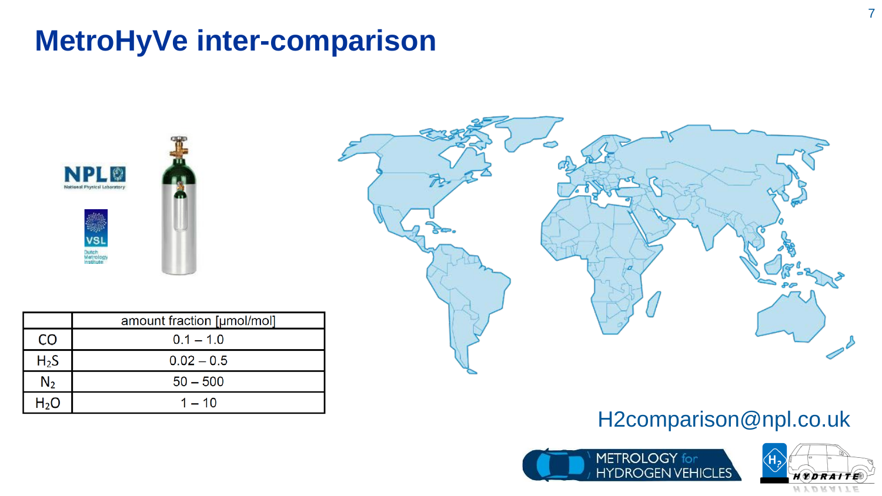# MetroHyVe inter-comparison

| | amount fraction [µmol/mol] |
|---|---|
| CO | 0.1 – 1.0 |
| $H_2S$ | 0.02 – 0.5 |
| $N_2$ | 50 – 500 |
| $H_2O$ | 1 – 10 |

H2comparison@npl.co.uk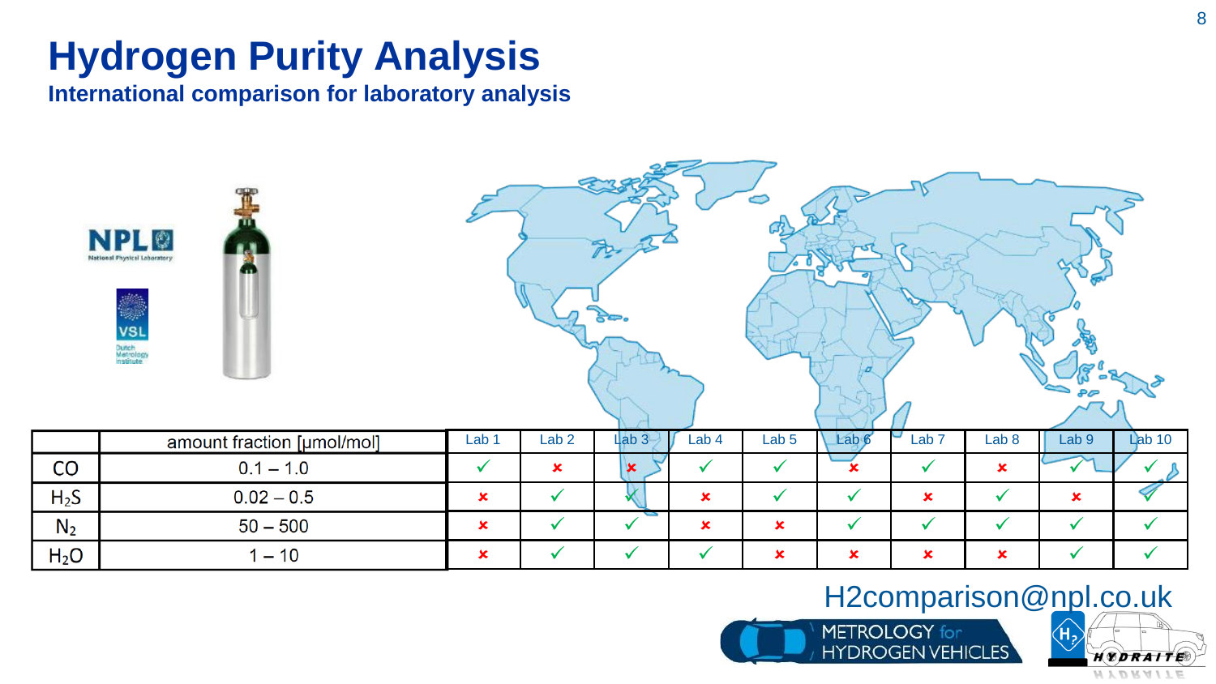# Hydrogen Purity Analysis

## International comparison for laboratory analysis

| | amount fraction [μmol/mol] | Lab 1 | Lab 2 | Lab 3 | Lab 4 | Lab 5 | Lab 6 | Lab 7 | Lab 8 | Lab 9 | Lab 10 |
|---|---|---|---|---|---|---|---|---|---|---|---|
| CO | 0.1 – 1.0 | ✓ | ✗ | ✗ | ✓ | ✓ | ✗ | ✓ | ✗ | ✓ | ✓ |
| $H_2S$ | 0.02 – 0.5 | ✗ | ✓ | ✓ | ✗ | ✓ | ✓ | ✗ | ✓ | ✗ | ✓ |
| $N_2$ | 50 – 500 | ✗ | ✓ | ✓ | ✗ | ✗ | ✓ | ✓ | ✓ | ✓ | ✓ |
| $H_2O$ | 1 – 10 | ✗ | ✓ | ✓ | ✓ | ✗ | ✗ | ✗ | ✗ | ✓ | ✓ |

H2comparison@npl.co.uk

METROLOGY for HYDROGEN VEHICLES

HYDRAITE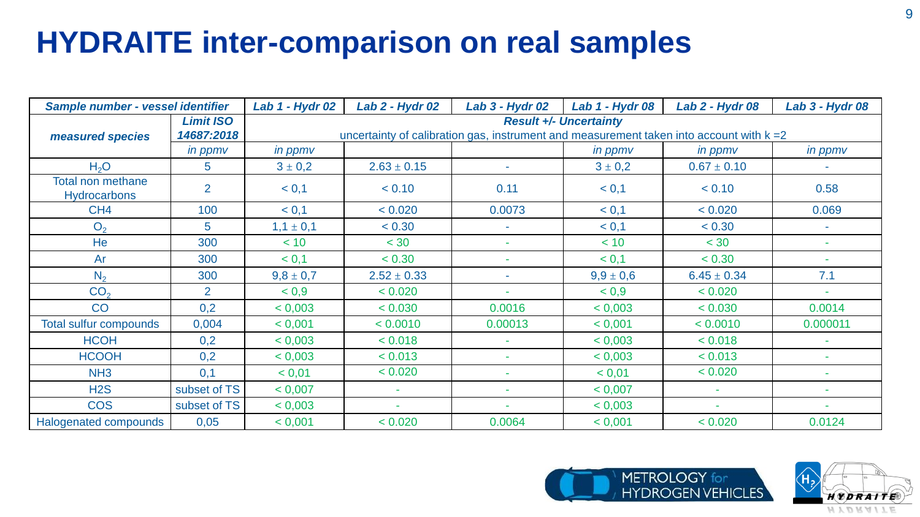# HYDRAITE inter-comparison on real samples

| *Sample number - vessel identifier* | | *Lab 1 - Hydr 02* | *Lab 2 - Hydr 02* | *Lab 3 - Hydr 02* | *Lab 1 - Hydr 08* | *Lab 2 - Hydr 08* | *Lab 3 - Hydr 08* |
|---|---|---|---|---|---|---|---|
| *measured species* | *Limit ISO 14687:2018* | *Result +/- Uncertainty* uncertainty of calibration gas, instrument and measurement taken into account with k =2 | | | | | |
| | *in ppmv* | *in ppmv* | | | *in ppmv* | *in ppmv* | *in ppmv* |
| $H_2O$ | 5 | 3 ± 0,2 | 2.63 ± 0.15 | - | 3 ± 0,2 | 0.67 ± 0.10 | - |
| Total non methane Hydrocarbons | 2 | < 0,1 | < 0.10 | 0.11 | < 0,1 | < 0.10 | 0.58 |
| CH4 | 100 | < 0,1 | < 0.020 | 0.0073 | < 0,1 | < 0.020 | 0.069 |
| $O_2$ | 5 | 1,1 ± 0,1 | < 0.30 | - | < 0,1 | < 0.30 | - |
| He | 300 | < 10 | < 30 | - | < 10 | < 30 | - |
| Ar | 300 | < 0,1 | < 0.30 | - | < 0,1 | < 0.30 | - |
| $N_2$ | 300 | 9,8 ± 0,7 | 2.52 ± 0.33 | - | 9,9 ± 0,6 | 6.45 ± 0.34 | 7.1 |
| $CO_2$ | 2 | < 0,9 | < 0.020 | - | < 0,9 | < 0.020 | - |
| CO | 0,2 | < 0,003 | < 0.030 | 0.0016 | < 0,003 | < 0.030 | 0.0014 |
| Total sulfur compounds | 0,004 | < 0,001 | < 0.0010 | 0.00013 | < 0,001 | < 0.0010 | 0.000011 |
| HCOH | 0,2 | < 0,003 | < 0.018 | - | < 0,003 | < 0.018 | - |
| HCOOH | 0,2 | < 0,003 | < 0.013 | - | < 0,003 | < 0.013 | - |
| NH3 | 0,1 | < 0,01 | < 0.020 | - | < 0,01 | < 0.020 | - |
| H2S | subset of TS | < 0,007 | - | - | < 0,007 | - | - |
| COS | subset of TS | < 0,003 | - | - | < 0,003 | - | - |
| Halogenated compounds | 0,05 | < 0,001 | < 0.020 | 0.0064 | < 0,001 | < 0.020 | 0.0124 |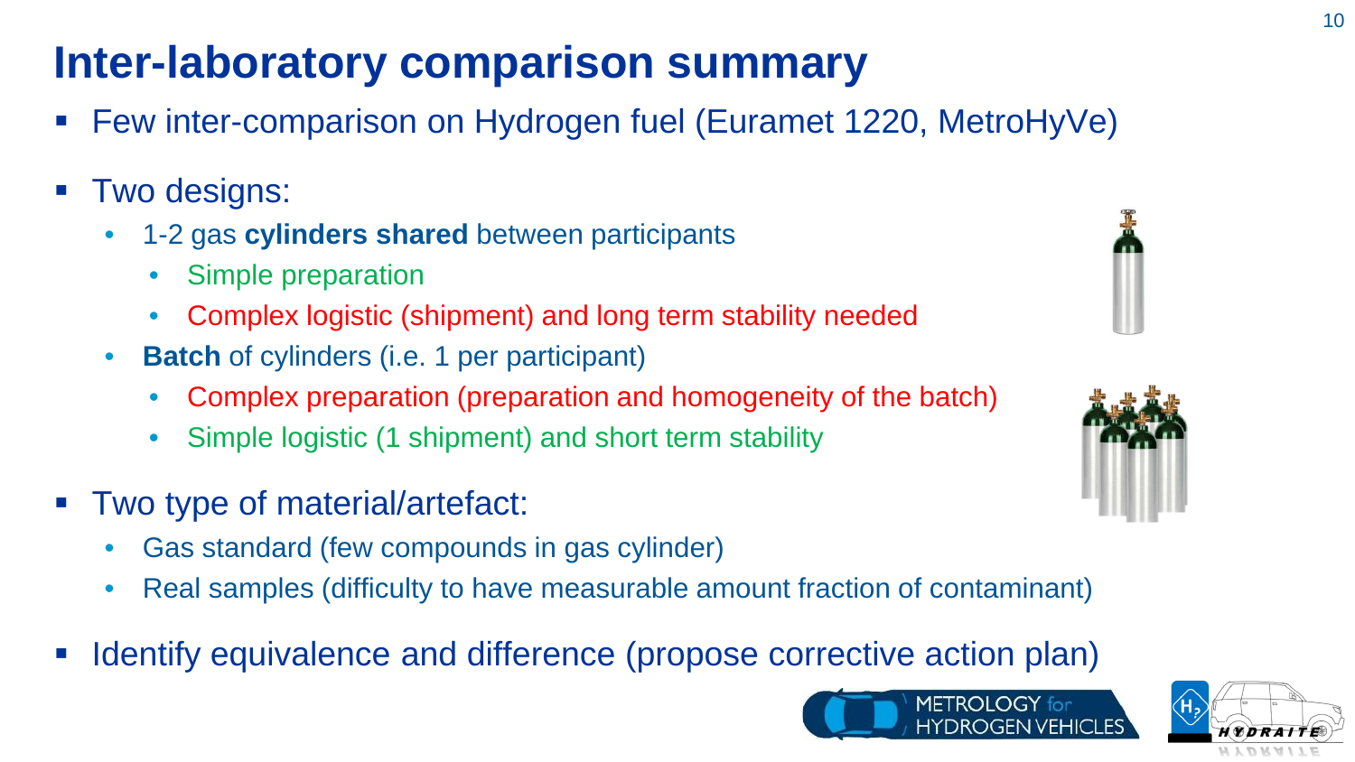# Inter-laboratory comparison summary

- Few inter-comparison on Hydrogen fuel (Euramet 1220, MetroHyVe)
- Two designs:
  - 1-2 gas **cylinders shared** between participants
    - Simple preparation
    - Complex logistic (shipment) and long term stability needed
  - **Batch** of cylinders (i.e. 1 per participant)
    - Complex preparation (preparation and homogeneity of the batch)
    - Simple logistic (1 shipment) and short term stability
- Two type of material/artefact:
  - Gas standard (few compounds in gas cylinder)
  - Real samples (difficulty to have measurable amount fraction of contaminant)
- Identify equivalence and difference (propose corrective action plan)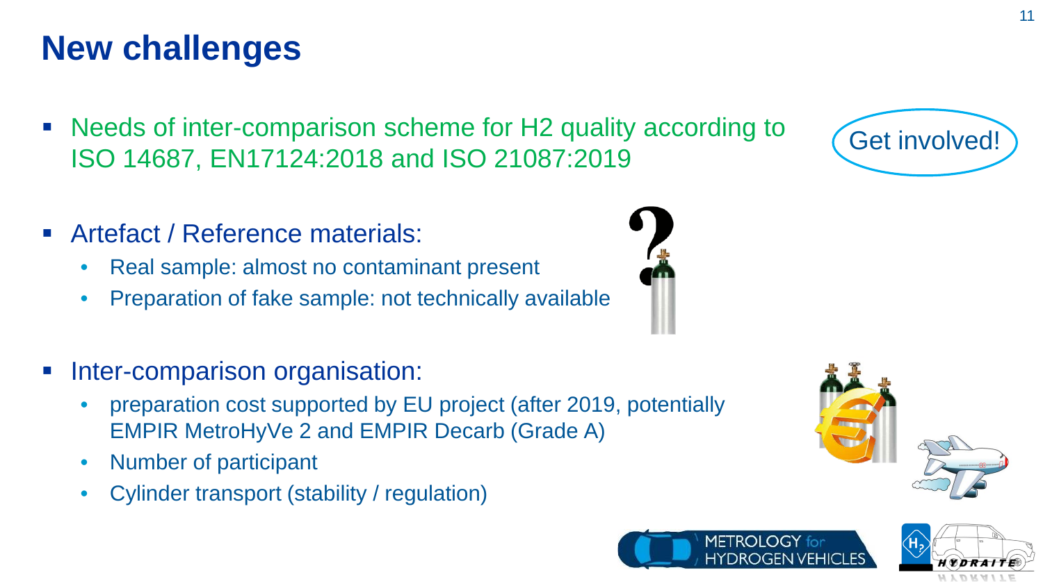# New challenges

- Needs of inter-comparison scheme for H2 quality according to ISO 14687, EN17124:2018 and ISO 21087:2019

Get involved!

- Artefact / Reference materials:
  - Real sample: almost no contaminant present
  - Preparation of fake sample: not technically available

- Inter-comparison organisation:
  - preparation cost supported by EU project (after 2019, potentially EMPIR MetroHyVe 2 and EMPIR Decarb (Grade A)
  - Number of participant
  - Cylinder transport (stability / regulation)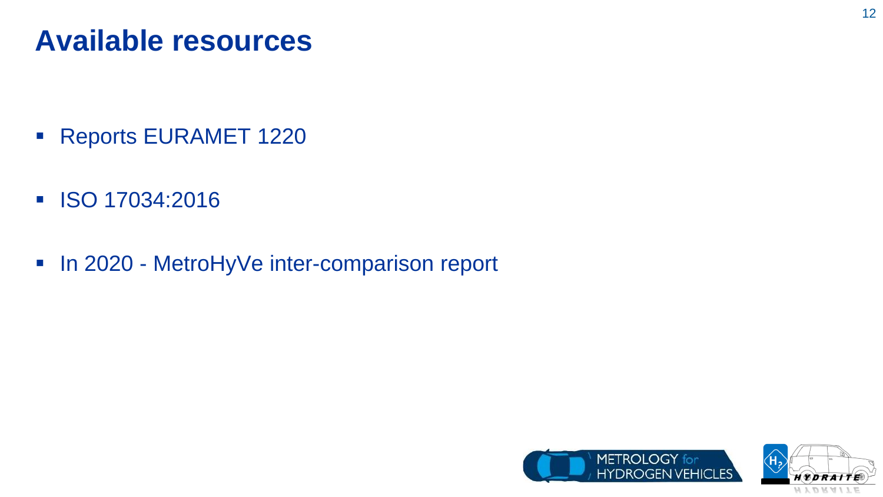# Available resources

- Reports EURAMET 1220
- ISO 17034:2016
- In 2020 - MetroHyVe inter-comparison report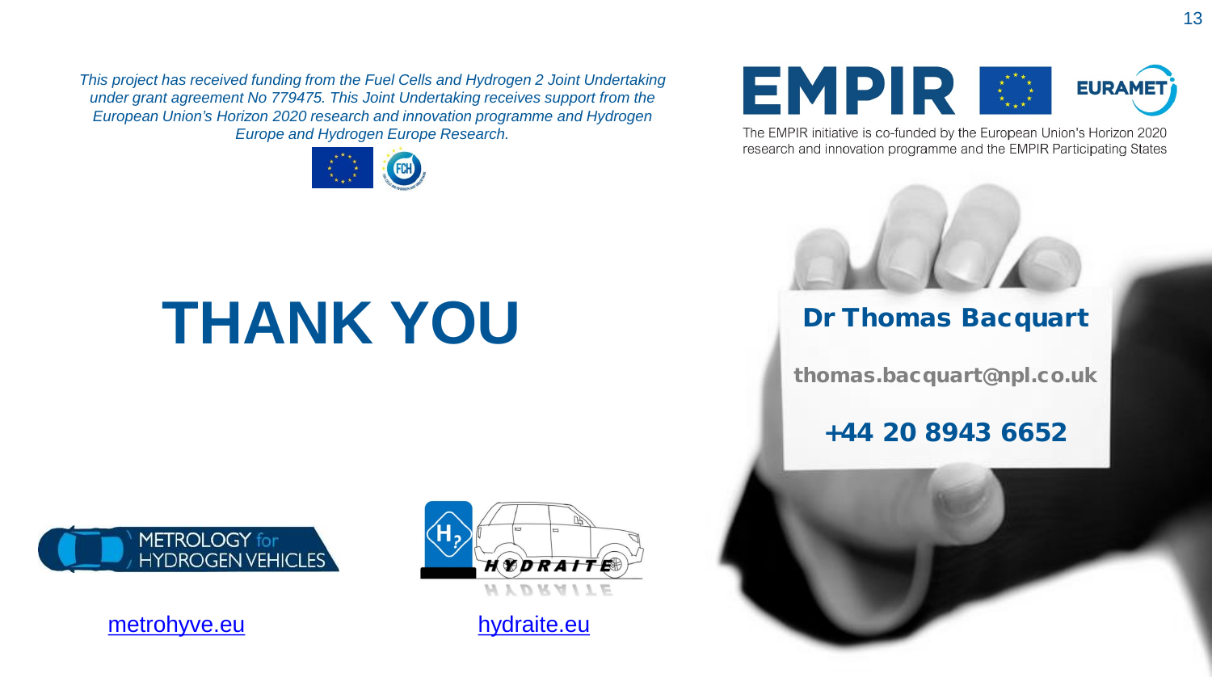*This project has received funding from the Fuel Cells and Hydrogen 2 Joint Undertaking under grant agreement No 779475. This Joint Undertaking receives support from the European Union's Horizon 2020 research and innovation programme and Hydrogen Europe and Hydrogen Europe Research.*

The EMPIR initiative is co-funded by the European Union's Horizon 2020 research and innovation programme and the EMPIR Participating States

# THANK YOU

**Dr Thomas Bacquart**

thomas.bacquart@npl.co.uk

+44 20 8943 6652

METROLOGY for HYDROGEN VEHICLES

metrohyve.eu

HYDRAITE

hydraite.eu